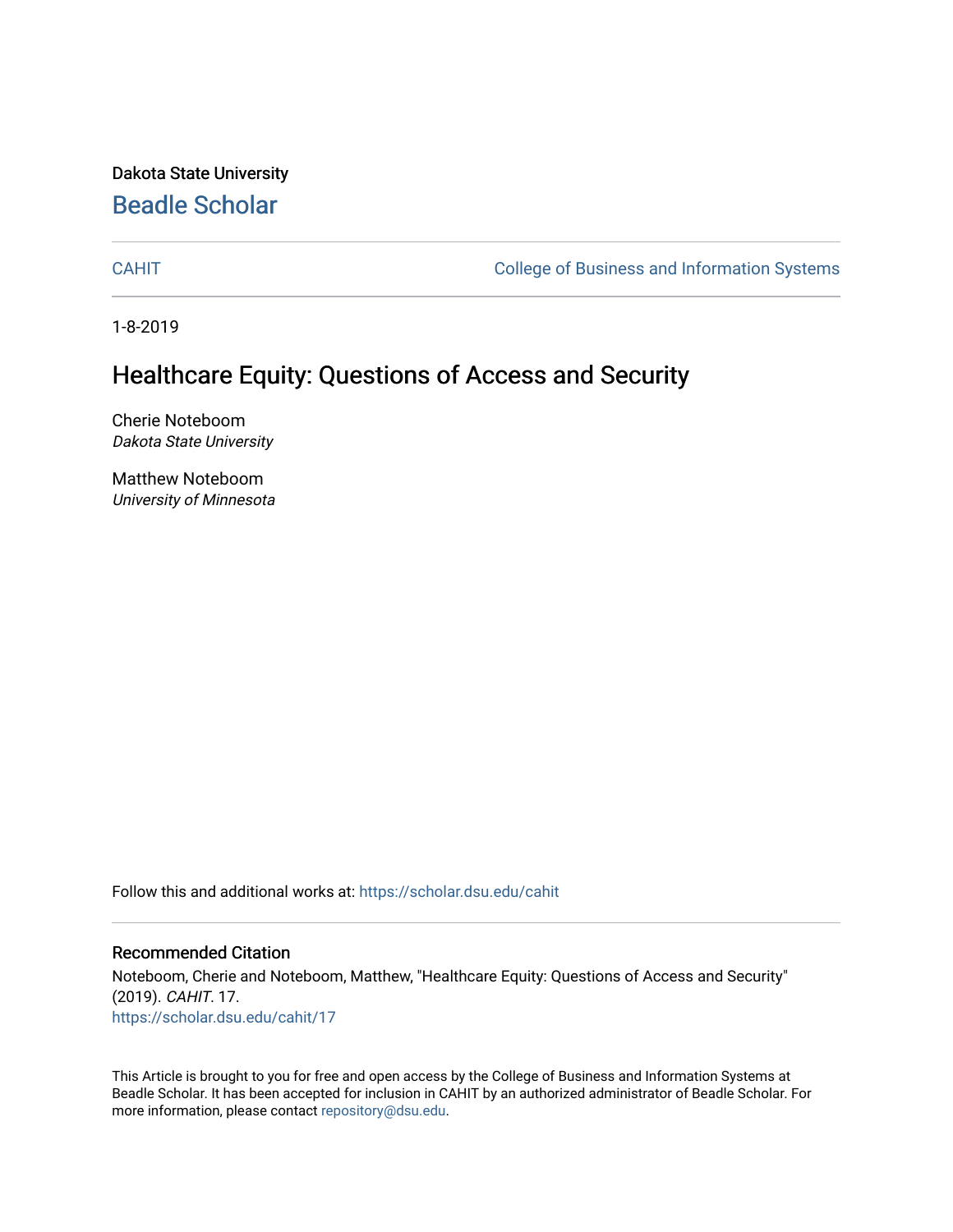Dakota State University

**Beadle Scholar**

CAHIT | College of Business and Information Systems

1-8-2019

# Healthcare Equity: Questions of Access and Security

Cherie Noteboom
*Dakota State University*

Matthew Noteboom
*University of Minnesota*

Follow this and additional works at: https://scholar.dsu.edu/cahit

## Recommended Citation

Noteboom, Cherie and Noteboom, Matthew, "Healthcare Equity: Questions of Access and Security" (2019). *CAHIT*. 17.
https://scholar.dsu.edu/cahit/17

This Article is brought to you for free and open access by the College of Business and Information Systems at Beadle Scholar. It has been accepted for inclusion in CAHIT by an authorized administrator of Beadle Scholar. For more information, please contact repository@dsu.edu.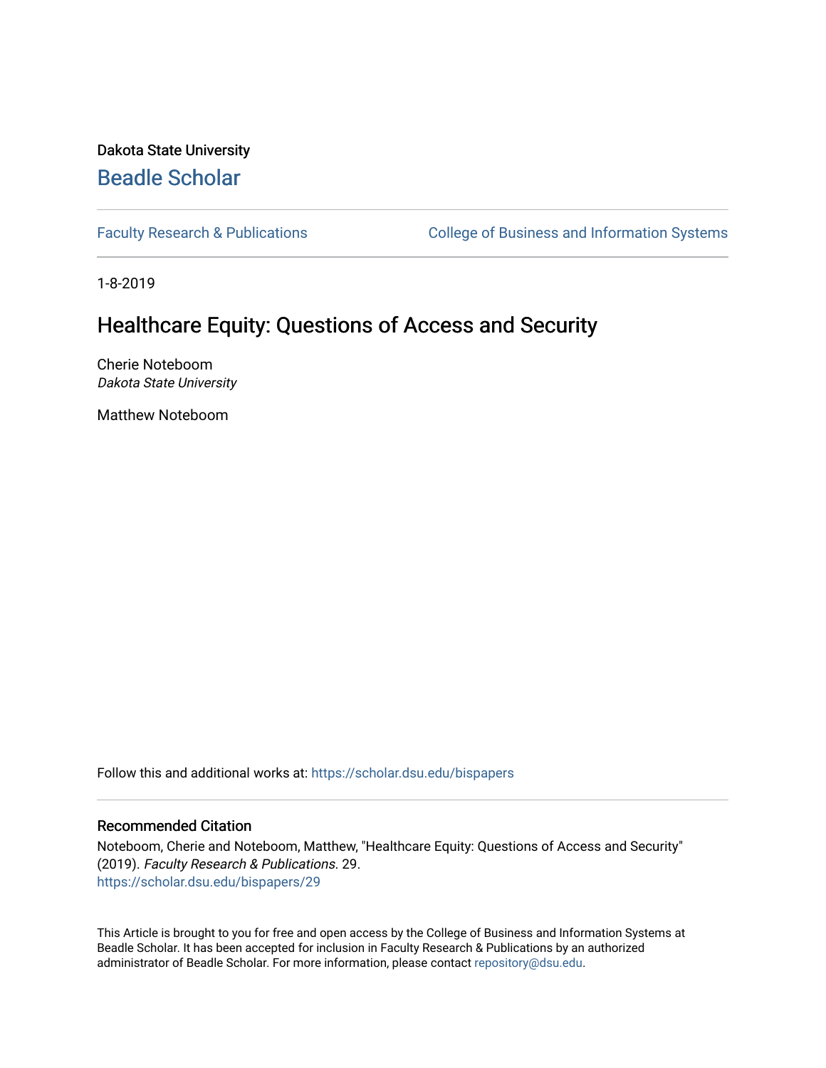Dakota State University

# Beadle Scholar

Faculty Research & Publications | College of Business and Information Systems

1-8-2019

## Healthcare Equity: Questions of Access and Security

Cherie Noteboom
*Dakota State University*

Matthew Noteboom

Follow this and additional works at: https://scholar.dsu.edu/bispapers

### Recommended Citation

Noteboom, Cherie and Noteboom, Matthew, "Healthcare Equity: Questions of Access and Security" (2019). *Faculty Research & Publications*. 29.
https://scholar.dsu.edu/bispapers/29

This Article is brought to you for free and open access by the College of Business and Information Systems at Beadle Scholar. It has been accepted for inclusion in Faculty Research & Publications by an authorized administrator of Beadle Scholar. For more information, please contact repository@dsu.edu.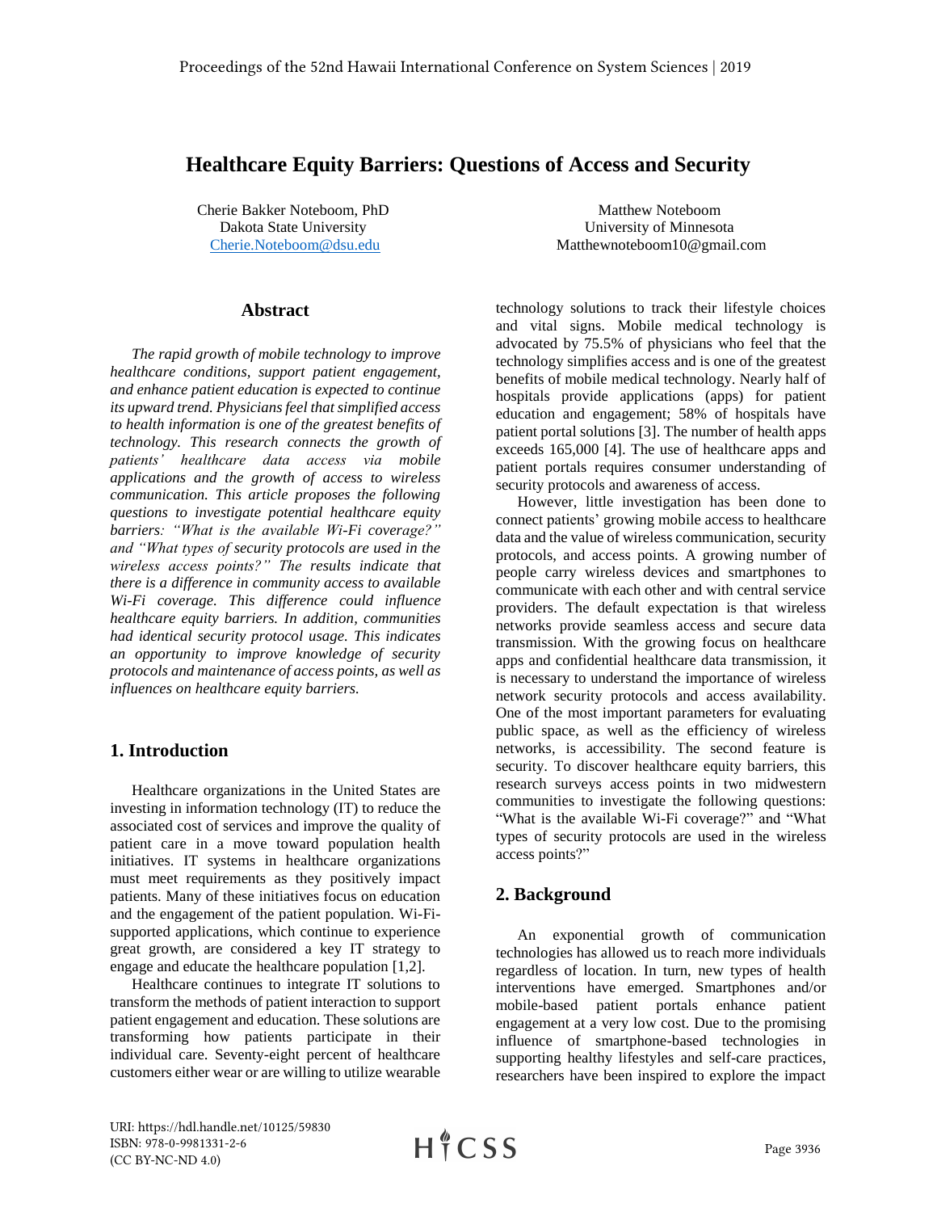# Healthcare Equity Barriers: Questions of Access and Security

Cherie Bakker Noteboom, PhD
Dakota State University
Cherie.Noteboom@dsu.edu

Matthew Noteboom
University of Minnesota
Matthewnoteboom10@gmail.com

## Abstract

*The rapid growth of mobile technology to improve healthcare conditions, support patient engagement, and enhance patient education is expected to continue its upward trend. Physicians feel that simplified access to health information is one of the greatest benefits of technology. This research connects the growth of patients' healthcare data access via mobile applications and the growth of access to wireless communication. This article proposes the following questions to investigate potential healthcare equity barriers: "What is the available Wi-Fi coverage?" and "What types of security protocols are used in the wireless access points?" The results indicate that there is a difference in community access to available Wi-Fi coverage. This difference could influence healthcare equity barriers. In addition, communities had identical security protocol usage. This indicates an opportunity to improve knowledge of security protocols and maintenance of access points, as well as influences on healthcare equity barriers.*

## 1. Introduction

Healthcare organizations in the United States are investing in information technology (IT) to reduce the associated cost of services and improve the quality of patient care in a move toward population health initiatives. IT systems in healthcare organizations must meet requirements as they positively impact patients. Many of these initiatives focus on education and the engagement of the patient population. Wi-Fi-supported applications, which continue to experience great growth, are considered a key IT strategy to engage and educate the healthcare population [1,2].

Healthcare continues to integrate IT solutions to transform the methods of patient interaction to support patient engagement and education. These solutions are transforming how patients participate in their individual care. Seventy-eight percent of healthcare customers either wear or are willing to utilize wearable technology solutions to track their lifestyle choices and vital signs. Mobile medical technology is advocated by 75.5% of physicians who feel that the technology simplifies access and is one of the greatest benefits of mobile medical technology. Nearly half of hospitals provide applications (apps) for patient education and engagement; 58% of hospitals have patient portal solutions [3]. The number of health apps exceeds 165,000 [4]. The use of healthcare apps and patient portals requires consumer understanding of security protocols and awareness of access.

However, little investigation has been done to connect patients' growing mobile access to healthcare data and the value of wireless communication, security protocols, and access points. A growing number of people carry wireless devices and smartphones to communicate with each other and with central service providers. The default expectation is that wireless networks provide seamless access and secure data transmission. With the growing focus on healthcare apps and confidential healthcare data transmission, it is necessary to understand the importance of wireless network security protocols and access availability. One of the most important parameters for evaluating public space, as well as the efficiency of wireless networks, is accessibility. The second feature is security. To discover healthcare equity barriers, this research surveys access points in two midwestern communities to investigate the following questions: "What is the available Wi-Fi coverage?" and "What types of security protocols are used in the wireless access points?"

## 2. Background

An exponential growth of communication technologies has allowed us to reach more individuals regardless of location. In turn, new types of health interventions have emerged. Smartphones and/or mobile-based patient portals enhance patient engagement at a very low cost. Due to the promising influence of smartphone-based technologies in supporting healthy lifestyles and self-care practices, researchers have been inspired to explore the impact

URI: https://hdl.handle.net/10125/59830
ISBN: 978-0-9981331-2-6
(CC BY-NC-ND 4.0)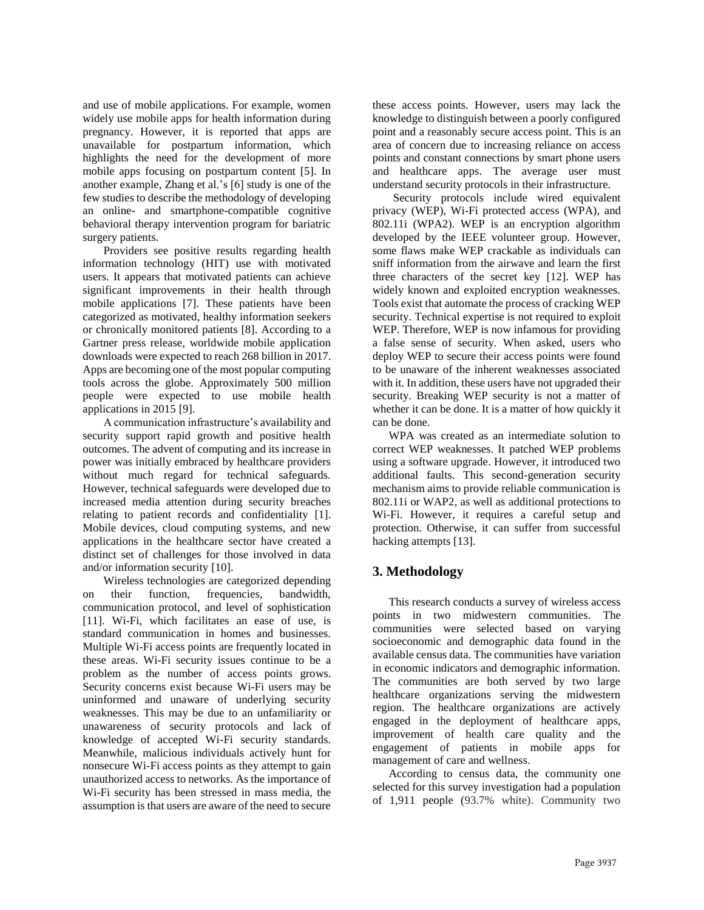and use of mobile applications. For example, women widely use mobile apps for health information during pregnancy. However, it is reported that apps are unavailable for postpartum information, which highlights the need for the development of more mobile apps focusing on postpartum content [5]. In another example, Zhang et al.'s [6] study is one of the few studies to describe the methodology of developing an online- and smartphone-compatible cognitive behavioral therapy intervention program for bariatric surgery patients.

Providers see positive results regarding health information technology (HIT) use with motivated users. It appears that motivated patients can achieve significant improvements in their health through mobile applications [7]. These patients have been categorized as motivated, healthy information seekers or chronically monitored patients [8]. According to a Gartner press release, worldwide mobile application downloads were expected to reach 268 billion in 2017. Apps are becoming one of the most popular computing tools across the globe. Approximately 500 million people were expected to use mobile health applications in 2015 [9].

A communication infrastructure's availability and security support rapid growth and positive health outcomes. The advent of computing and its increase in power was initially embraced by healthcare providers without much regard for technical safeguards. However, technical safeguards were developed due to increased media attention during security breaches relating to patient records and confidentiality [1]. Mobile devices, cloud computing systems, and new applications in the healthcare sector have created a distinct set of challenges for those involved in data and/or information security [10].

Wireless technologies are categorized depending on their function, frequencies, bandwidth, communication protocol, and level of sophistication [11]. Wi-Fi, which facilitates an ease of use, is standard communication in homes and businesses. Multiple Wi-Fi access points are frequently located in these areas. Wi-Fi security issues continue to be a problem as the number of access points grows. Security concerns exist because Wi-Fi users may be uninformed and unaware of underlying security weaknesses. This may be due to an unfamiliarity or unawareness of security protocols and lack of knowledge of accepted Wi-Fi security standards. Meanwhile, malicious individuals actively hunt for nonsecure Wi-Fi access points as they attempt to gain unauthorized access to networks. As the importance of Wi-Fi security has been stressed in mass media, the assumption is that users are aware of the need to secure these access points. However, users may lack the knowledge to distinguish between a poorly configured point and a reasonably secure access point. This is an area of concern due to increasing reliance on access points and constant connections by smart phone users and healthcare apps. The average user must understand security protocols in their infrastructure.

Security protocols include wired equivalent privacy (WEP), Wi-Fi protected access (WPA), and 802.11i (WPA2). WEP is an encryption algorithm developed by the IEEE volunteer group. However, some flaws make WEP crackable as individuals can sniff information from the airwave and learn the first three characters of the secret key [12]. WEP has widely known and exploited encryption weaknesses. Tools exist that automate the process of cracking WEP security. Technical expertise is not required to exploit WEP. Therefore, WEP is now infamous for providing a false sense of security. When asked, users who deploy WEP to secure their access points were found to be unaware of the inherent weaknesses associated with it. In addition, these users have not upgraded their security. Breaking WEP security is not a matter of whether it can be done. It is a matter of how quickly it can be done.

WPA was created as an intermediate solution to correct WEP weaknesses. It patched WEP problems using a software upgrade. However, it introduced two additional faults. This second-generation security mechanism aims to provide reliable communication is 802.11i or WAP2, as well as additional protections to Wi-Fi. However, it requires a careful setup and protection. Otherwise, it can suffer from successful hacking attempts [13].

## 3. Methodology

This research conducts a survey of wireless access points in two midwestern communities. The communities were selected based on varying socioeconomic and demographic data found in the available census data. The communities have variation in economic indicators and demographic information. The communities are both served by two large healthcare organizations serving the midwestern region. The healthcare organizations are actively engaged in the deployment of healthcare apps, improvement of health care quality and the engagement of patients in mobile apps for management of care and wellness.

According to census data, the community one selected for this survey investigation had a population of 1,911 people (93.7% white). Community two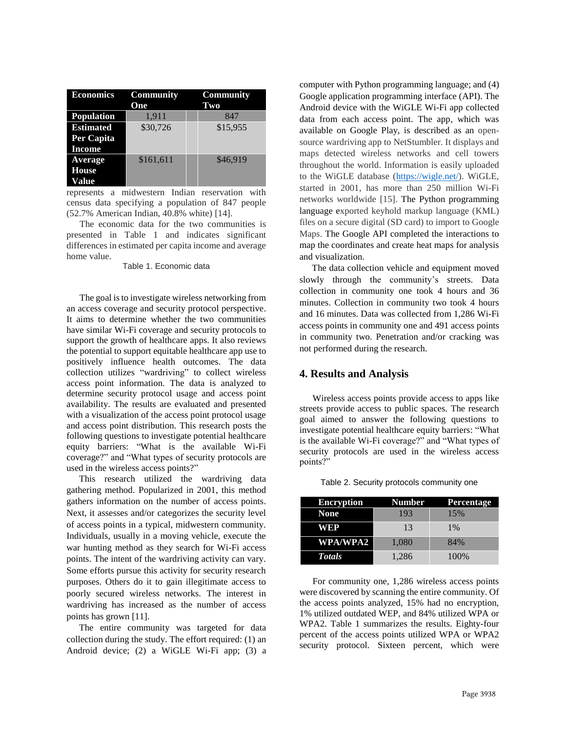| Economics | Community One | Community Two |
| --- | --- | --- |
| Population | 1,911 | 847 |
| Estimated Per Capita Income | $30,726 | $15,955 |
| Average House Value | $161,611 | $46,919 |

represents a midwestern Indian reservation with census data specifying a population of 847 people (52.7% American Indian, 40.8% white) [14].

The economic data for the two communities is presented in Table 1 and indicates significant differences in estimated per capita income and average home value.

Table 1. Economic data

The goal is to investigate wireless networking from an access coverage and security protocol perspective. It aims to determine whether the two communities have similar Wi-Fi coverage and security protocols to support the growth of healthcare apps. It also reviews the potential to support equitable healthcare app use to positively influence health outcomes. The data collection utilizes "wardriving" to collect wireless access point information. The data is analyzed to determine security protocol usage and access point availability. The results are evaluated and presented with a visualization of the access point protocol usage and access point distribution. This research posts the following questions to investigate potential healthcare equity barriers: "What is the available Wi-Fi coverage?" and "What types of security protocols are used in the wireless access points?"

This research utilized the wardriving data gathering method. Popularized in 2001, this method gathers information on the number of access points. Next, it assesses and/or categorizes the security level of access points in a typical, midwestern community. Individuals, usually in a moving vehicle, execute the war hunting method as they search for Wi-Fi access points. The intent of the wardriving activity can vary. Some efforts pursue this activity for security research purposes. Others do it to gain illegitimate access to poorly secured wireless networks. The interest in wardriving has increased as the number of access points has grown [11].

The entire community was targeted for data collection during the study. The effort required: (1) an Android device; (2) a WiGLE Wi-Fi app; (3) a computer with Python programming language; and (4) Google application programming interface (API). The Android device with the WiGLE Wi-Fi app collected data from each access point. The app, which was available on Google Play, is described as an open-source wardriving app to NetStumbler. It displays and maps detected wireless networks and cell towers throughout the world. Information is easily uploaded to the WiGLE database (https://wigle.net/). WiGLE, started in 2001, has more than 250 million Wi-Fi networks worldwide [15]. The Python programming language exported keyhold markup language (KML) files on a secure digital (SD card) to import to Google Maps. The Google API completed the interactions to map the coordinates and create heat maps for analysis and visualization.

The data collection vehicle and equipment moved slowly through the community's streets. Data collection in community one took 4 hours and 36 minutes. Collection in community two took 4 hours and 16 minutes. Data was collected from 1,286 Wi-Fi access points in community one and 491 access points in community two. Penetration and/or cracking was not performed during the research.

## 4. Results and Analysis

Wireless access points provide access to apps like streets provide access to public spaces. The research goal aimed to answer the following questions to investigate potential healthcare equity barriers: "What is the available Wi-Fi coverage?" and "What types of security protocols are used in the wireless access points?"

Table 2. Security protocols community one

| Encryption | Number | Percentage |
| --- | --- | --- |
| None | 193 | 15% |
| WEP | 13 | 1% |
| WPA/WPA2 | 1,080 | 84% |
| *Totals* | 1,286 | 100% |

For community one, 1,286 wireless access points were discovered by scanning the entire community. Of the access points analyzed, 15% had no encryption, 1% utilized outdated WEP, and 84% utilized WPA or WPA2. Table 1 summarizes the results. Eighty-four percent of the access points utilized WPA or WPA2 security protocol. Sixteen percent, which were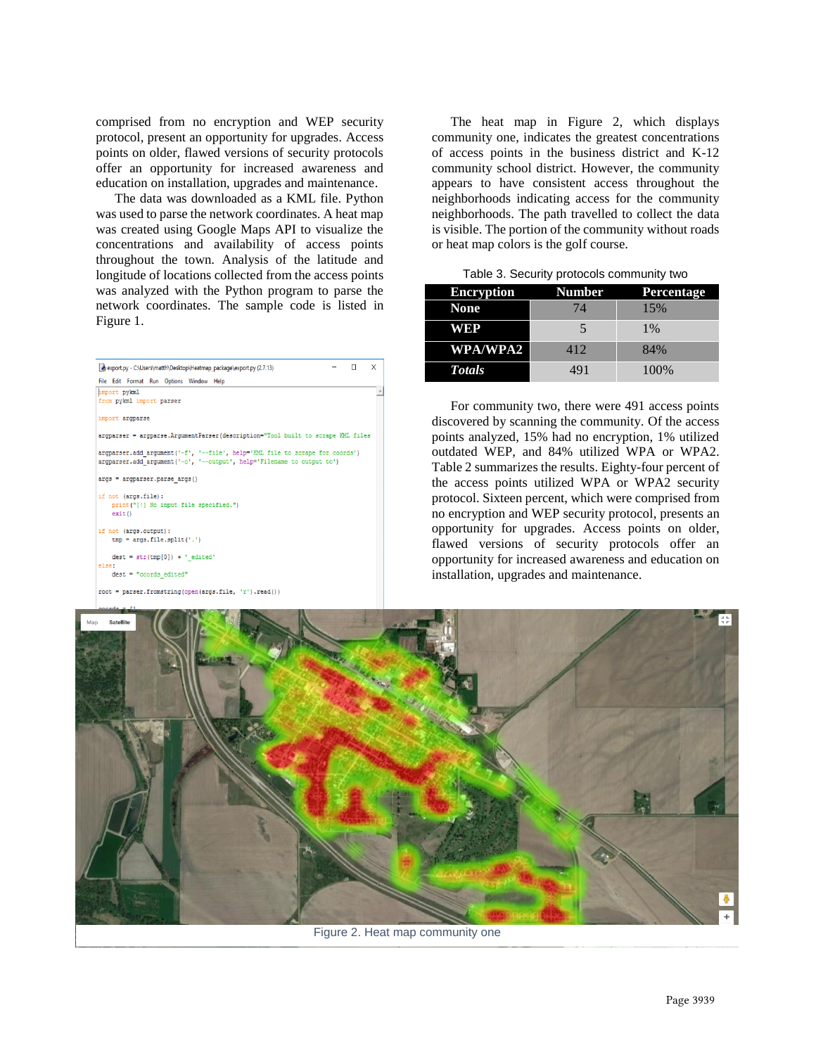comprised from no encryption and WEP security protocol, present an opportunity for upgrades. Access points on older, flawed versions of security protocols offer an opportunity for increased awareness and education on installation, upgrades and maintenance.

The data was downloaded as a KML file. Python was used to parse the network coordinates. A heat map was created using Google Maps API to visualize the concentrations and availability of access points throughout the town. Analysis of the latitude and longitude of locations collected from the access points was analyzed with the Python program to parse the network coordinates. The sample code is listed in Figure 1.

```
import pykml
from pykml import parser

import argparse

argparser = argparse.ArgumentParser(description="Tool built to scrape KML files

argparser.add_argument('-f', '--file', help='KML file to scrape for coords')
argparser.add_argument('-o', '--output', help='Filename to output to')

args = argparser.parse_args()

if not (args.file):
    print("[!] No input file specified.")
    exit()

if not (args.output):
    tmp = args.file.split('.')

    dest = str(tmp[0]) + '_edited'
else:
    dest = "coords_edited"

root = parser.fromstring(open(args.file, 'r').read())
```

The heat map in Figure 2, which displays community one, indicates the greatest concentrations of access points in the business district and K-12 community school district. However, the community appears to have consistent access throughout the community neighborhoods indicating access for the community neighborhoods. The path travelled to collect the data is visible. The portion of the community without roads or heat map colors is the golf course.

Table 3. Security protocols community two

| Encryption | Number | Percentage |
|---|---|---|
| None | 74 | 15% |
| WEP | 5 | 1% |
| WPA/WPA2 | 412 | 84% |
| *Totals* | 491 | 100% |

For community two, there were 491 access points discovered by scanning the community. Of the access points analyzed, 15% had no encryption, 1% utilized outdated WEP, and 84% utilized WPA or WPA2. Table 2 summarizes the results. Eighty-four percent of the access points utilized WPA or WPA2 security protocol. Sixteen percent, which were comprised from no encryption and WEP security protocol, presents an opportunity for upgrades. Access points on older, flawed versions of security protocols offer an opportunity for increased awareness and education on installation, upgrades and maintenance.

Figure 2. Heat map community one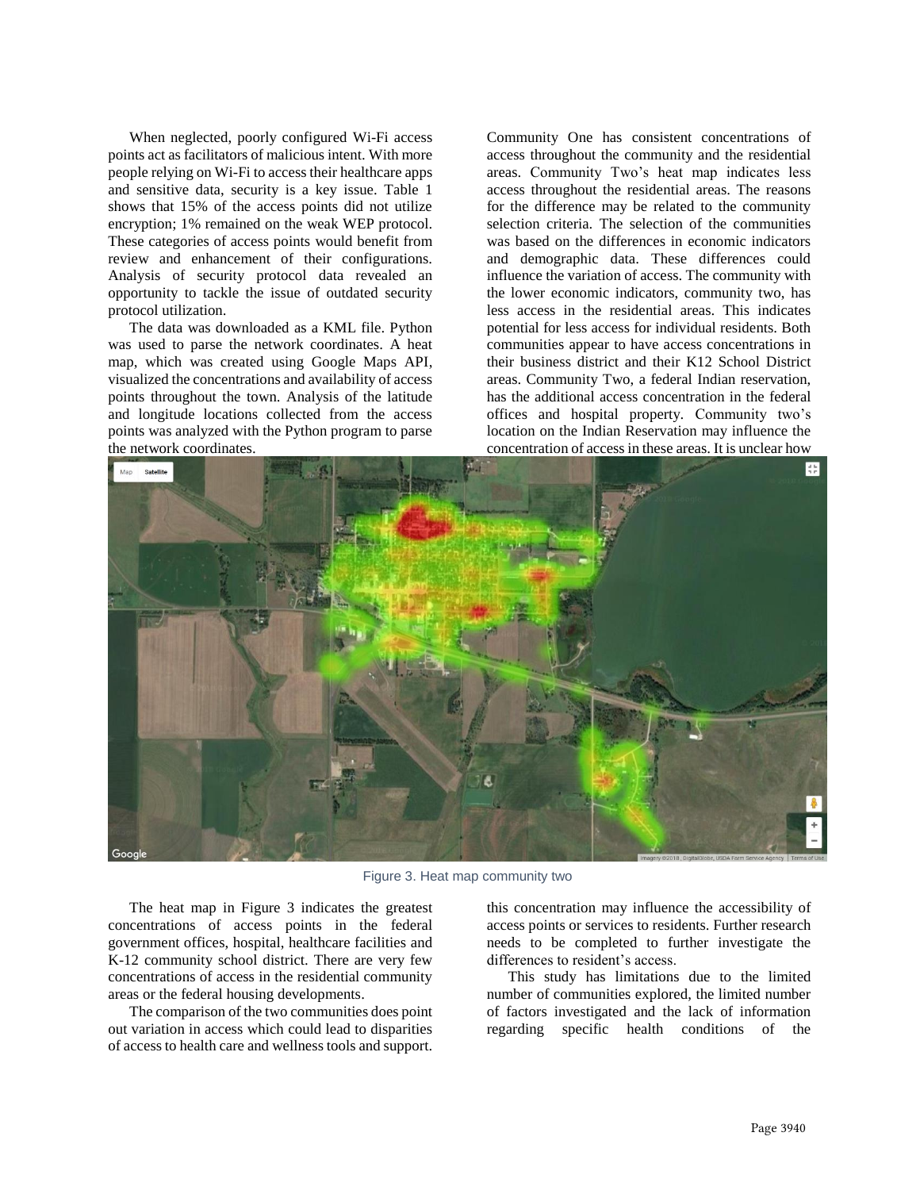When neglected, poorly configured Wi-Fi access points act as facilitators of malicious intent. With more people relying on Wi-Fi to access their healthcare apps and sensitive data, security is a key issue. Table 1 shows that 15% of the access points did not utilize encryption; 1% remained on the weak WEP protocol. These categories of access points would benefit from review and enhancement of their configurations. Analysis of security protocol data revealed an opportunity to tackle the issue of outdated security protocol utilization.

The data was downloaded as a KML file. Python was used to parse the network coordinates. A heat map, which was created using Google Maps API, visualized the concentrations and availability of access points throughout the town. Analysis of the latitude and longitude locations collected from the access points was analyzed with the Python program to parse the network coordinates.

Community One has consistent concentrations of access throughout the community and the residential areas. Community Two's heat map indicates less access throughout the residential areas. The reasons for the difference may be related to the community selection criteria. The selection of the communities was based on the differences in economic indicators and demographic data. These differences could influence the variation of access. The community with the lower economic indicators, community two, has less access in the residential areas. This indicates potential for less access for individual residents. Both communities appear to have access concentrations in their business district and their K12 School District areas. Community Two, a federal Indian reservation, has the additional access concentration in the federal offices and hospital property. Community two's location on the Indian Reservation may influence the concentration of access in these areas. It is unclear how this concentration may influence the accessibility of access points or services to residents. Further research needs to be completed to further investigate the differences to resident's access.

Figure 3. Heat map community two

The heat map in Figure 3 indicates the greatest concentrations of access points in the federal government offices, hospital, healthcare facilities and K-12 community school district. There are very few concentrations of access in the residential community areas or the federal housing developments.

The comparison of the two communities does point out variation in access which could lead to disparities of access to health care and wellness tools and support.

This study has limitations due to the limited number of communities explored, the limited number of factors investigated and the lack of information regarding specific health conditions of the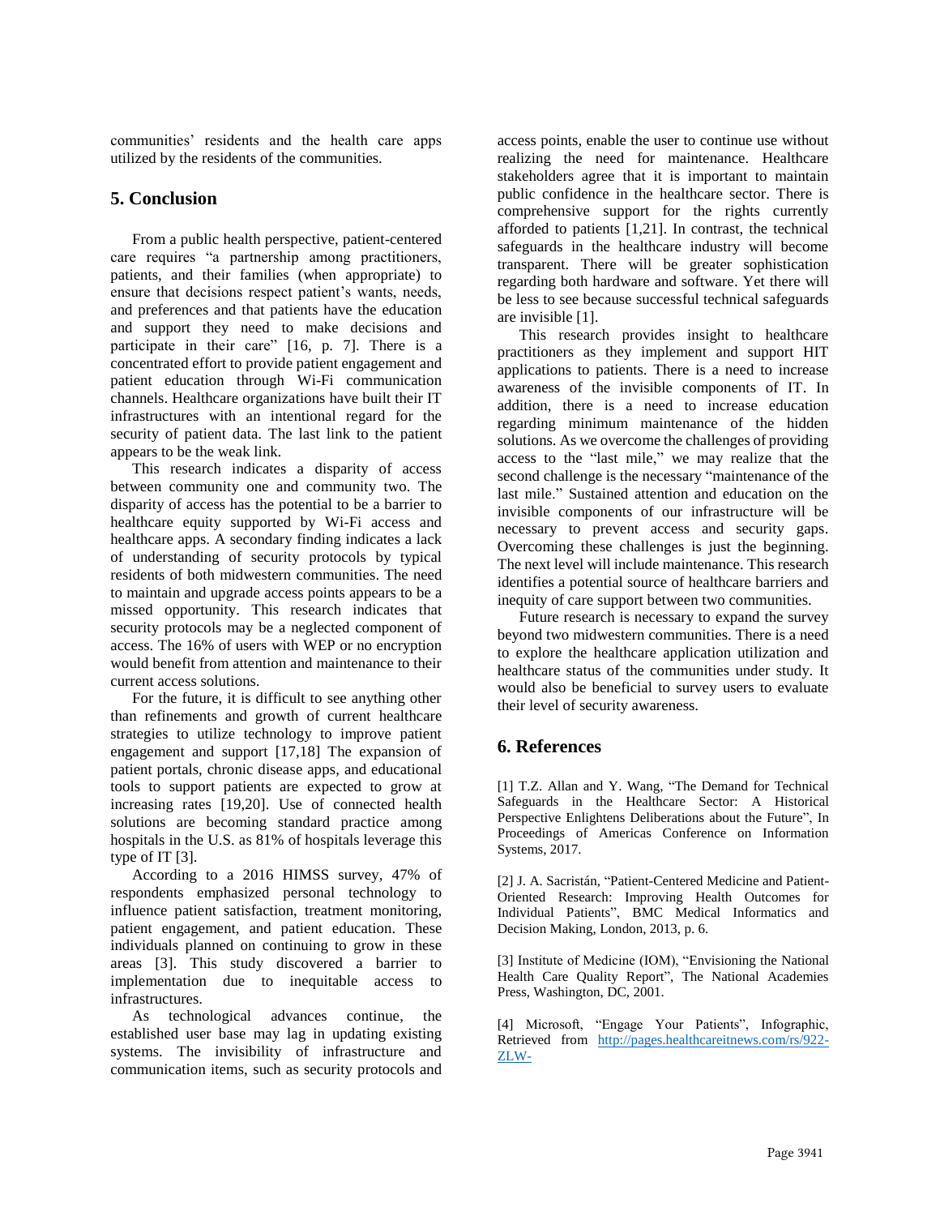communities' residents and the health care apps utilized by the residents of the communities.

## 5. Conclusion

From a public health perspective, patient-centered care requires "a partnership among practitioners, patients, and their families (when appropriate) to ensure that decisions respect patient's wants, needs, and preferences and that patients have the education and support they need to make decisions and participate in their care" [16, p. 7]. There is a concentrated effort to provide patient engagement and patient education through Wi-Fi communication channels. Healthcare organizations have built their IT infrastructures with an intentional regard for the security of patient data. The last link to the patient appears to be the weak link.

This research indicates a disparity of access between community one and community two. The disparity of access has the potential to be a barrier to healthcare equity supported by Wi-Fi access and healthcare apps. A secondary finding indicates a lack of understanding of security protocols by typical residents of both midwestern communities. The need to maintain and upgrade access points appears to be a missed opportunity. This research indicates that security protocols may be a neglected component of access. The 16% of users with WEP or no encryption would benefit from attention and maintenance to their current access solutions.

For the future, it is difficult to see anything other than refinements and growth of current healthcare strategies to utilize technology to improve patient engagement and support [17,18] The expansion of patient portals, chronic disease apps, and educational tools to support patients are expected to grow at increasing rates [19,20]. Use of connected health solutions are becoming standard practice among hospitals in the U.S. as 81% of hospitals leverage this type of IT [3].

According to a 2016 HIMSS survey, 47% of respondents emphasized personal technology to influence patient satisfaction, treatment monitoring, patient engagement, and patient education. These individuals planned on continuing to grow in these areas [3]. This study discovered a barrier to implementation due to inequitable access to infrastructures.

As technological advances continue, the established user base may lag in updating existing systems. The invisibility of infrastructure and communication items, such as security protocols and access points, enable the user to continue use without realizing the need for maintenance. Healthcare stakeholders agree that it is important to maintain public confidence in the healthcare sector. There is comprehensive support for the rights currently afforded to patients [1,21]. In contrast, the technical safeguards in the healthcare industry will become transparent. There will be greater sophistication regarding both hardware and software. Yet there will be less to see because successful technical safeguards are invisible [1].

This research provides insight to healthcare practitioners as they implement and support HIT applications to patients. There is a need to increase awareness of the invisible components of IT. In addition, there is a need to increase education regarding minimum maintenance of the hidden solutions. As we overcome the challenges of providing access to the "last mile," we may realize that the second challenge is the necessary "maintenance of the last mile." Sustained attention and education on the invisible components of our infrastructure will be necessary to prevent access and security gaps. Overcoming these challenges is just the beginning. The next level will include maintenance. This research identifies a potential source of healthcare barriers and inequity of care support between two communities.

Future research is necessary to expand the survey beyond two midwestern communities. There is a need to explore the healthcare application utilization and healthcare status of the communities under study. It would also be beneficial to survey users to evaluate their level of security awareness.

## 6. References

[1] T.Z. Allan and Y. Wang, "The Demand for Technical Safeguards in the Healthcare Sector: A Historical Perspective Enlightens Deliberations about the Future", In Proceedings of Americas Conference on Information Systems, 2017.

[2] J. A. Sacristán, "Patient-Centered Medicine and Patient-Oriented Research: Improving Health Outcomes for Individual Patients", BMC Medical Informatics and Decision Making, London, 2013, p. 6.

[3] Institute of Medicine (IOM), "Envisioning the National Health Care Quality Report", The National Academies Press, Washington, DC, 2001.

[4] Microsoft, "Engage Your Patients", Infographic, Retrieved from http://pages.healthcareitnews.com/rs/922-ZLW-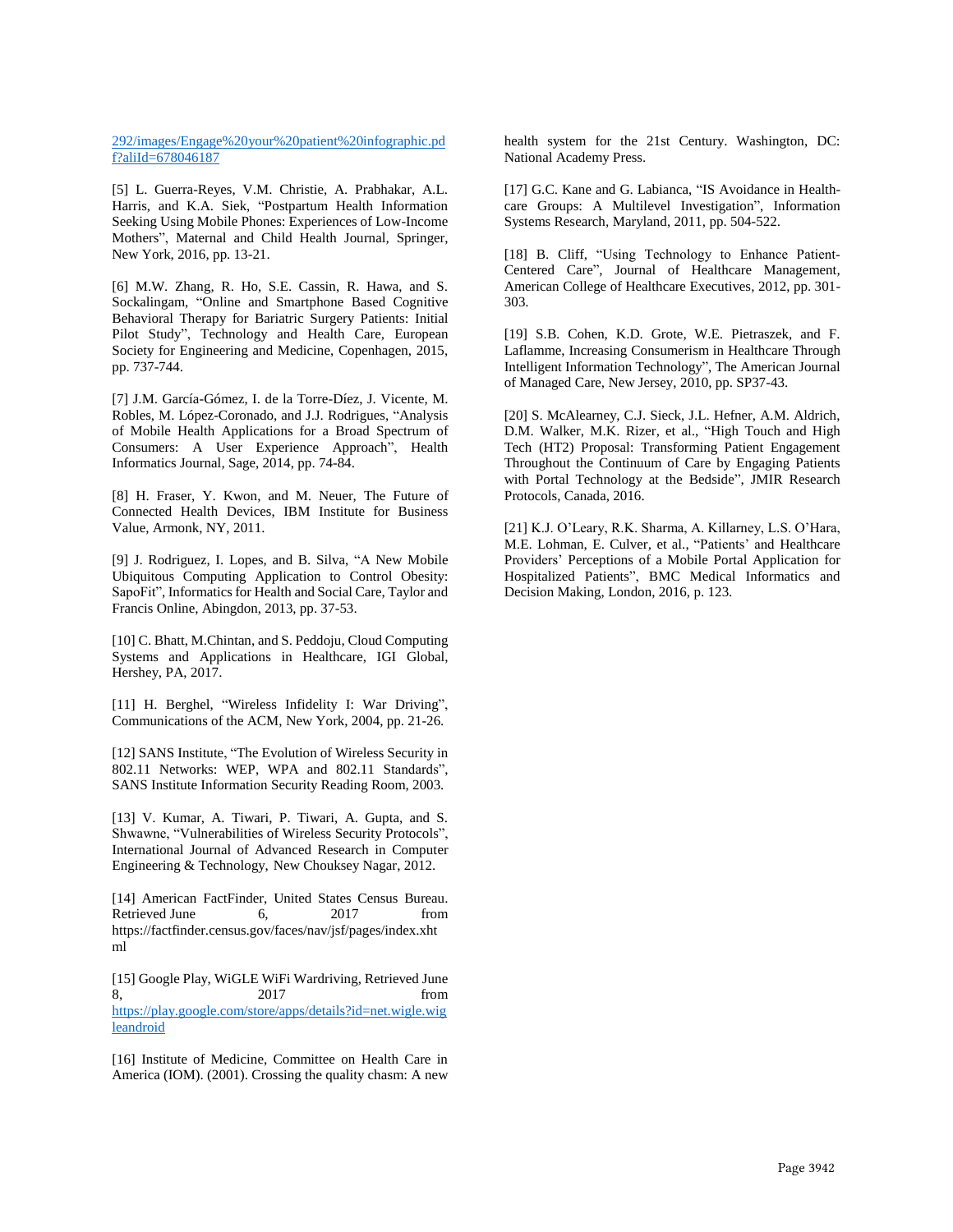292/images/Engage%20your%20patient%20infographic.pdf?aliId=678046187

[5] L. Guerra-Reyes, V.M. Christie, A. Prabhakar, A.L. Harris, and K.A. Siek, “Postpartum Health Information Seeking Using Mobile Phones: Experiences of Low-Income Mothers”, Maternal and Child Health Journal, Springer, New York, 2016, pp. 13-21.

[6] M.W. Zhang, R. Ho, S.E. Cassin, R. Hawa, and S. Sockalingam, “Online and Smartphone Based Cognitive Behavioral Therapy for Bariatric Surgery Patients: Initial Pilot Study”, Technology and Health Care, European Society for Engineering and Medicine, Copenhagen, 2015, pp. 737-744.

[7] J.M. García-Gómez, I. de la Torre-Díez, J. Vicente, M. Robles, M. López-Coronado, and J.J. Rodrigues, “Analysis of Mobile Health Applications for a Broad Spectrum of Consumers: A User Experience Approach”, Health Informatics Journal, Sage, 2014, pp. 74-84.

[8] H. Fraser, Y. Kwon, and M. Neuer, The Future of Connected Health Devices, IBM Institute for Business Value, Armonk, NY, 2011.

[9] J. Rodriguez, I. Lopes, and B. Silva, “A New Mobile Ubiquitous Computing Application to Control Obesity: SapoFit”, Informatics for Health and Social Care, Taylor and Francis Online, Abingdon, 2013, pp. 37-53.

[10] C. Bhatt, M.Chintan, and S. Peddoju, Cloud Computing Systems and Applications in Healthcare, IGI Global, Hershey, PA, 2017.

[11] H. Berghel, “Wireless Infidelity I: War Driving”, Communications of the ACM, New York, 2004, pp. 21-26.

[12] SANS Institute, “The Evolution of Wireless Security in 802.11 Networks: WEP, WPA and 802.11 Standards”, SANS Institute Information Security Reading Room, 2003.

[13] V. Kumar, A. Tiwari, P. Tiwari, A. Gupta, and S. Shwawne, “Vulnerabilities of Wireless Security Protocols”, International Journal of Advanced Research in Computer Engineering & Technology, New Chouksey Nagar, 2012.

[14] American FactFinder, United States Census Bureau. Retrieved June 6, 2017 from https://factfinder.census.gov/faces/nav/jsf/pages/index.xhtml

[15] Google Play, WiGLE WiFi Wardriving, Retrieved June 8, 2017 from https://play.google.com/store/apps/details?id=net.wigle.wigleandroid

[16] Institute of Medicine, Committee on Health Care in America (IOM). (2001). Crossing the quality chasm: A new health system for the 21st Century. Washington, DC: National Academy Press.

[17] G.C. Kane and G. Labianca, “IS Avoidance in Health-care Groups: A Multilevel Investigation”, Information Systems Research, Maryland, 2011, pp. 504-522.

[18] B. Cliff, “Using Technology to Enhance Patient-Centered Care”, Journal of Healthcare Management, American College of Healthcare Executives, 2012, pp. 301-303.

[19] S.B. Cohen, K.D. Grote, W.E. Pietraszek, and F. Laflamme, Increasing Consumerism in Healthcare Through Intelligent Information Technology”, The American Journal of Managed Care, New Jersey, 2010, pp. SP37-43.

[20] S. McAlearney, C.J. Sieck, J.L. Hefner, A.M. Aldrich, D.M. Walker, M.K. Rizer, et al., “High Touch and High Tech (HT2) Proposal: Transforming Patient Engagement Throughout the Continuum of Care by Engaging Patients with Portal Technology at the Bedside”, JMIR Research Protocols, Canada, 2016.

[21] K.J. O’Leary, R.K. Sharma, A. Killarney, L.S. O’Hara, M.E. Lohman, E. Culver, et al., “Patients’ and Healthcare Providers’ Perceptions of a Mobile Portal Application for Hospitalized Patients”, BMC Medical Informatics and Decision Making, London, 2016, p. 123.